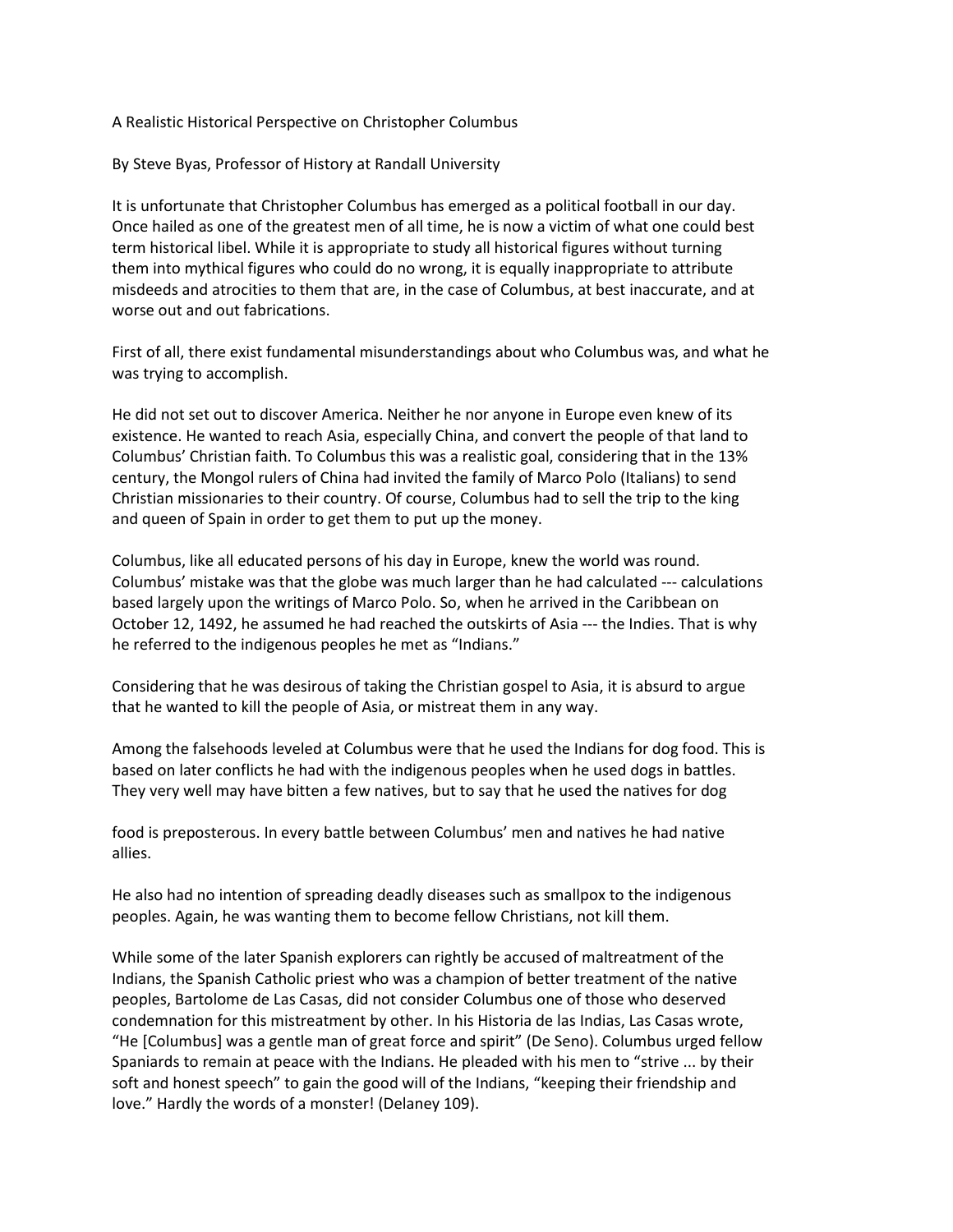A Realistic Historical Perspective on Christopher Columbus

By Steve Byas, Professor of History at Randall University

It is unfortunate that Christopher Columbus has emerged as a political football in our day. Once hailed as one of the greatest men of all time, he is now a victim of what one could best term historical libel. While it is appropriate to study all historical figures without turning them into mythical figures who could do no wrong, it is equally inappropriate to attribute misdeeds and atrocities to them that are, in the case of Columbus, at best inaccurate, and at worse out and out fabrications.

First of all, there exist fundamental misunderstandings about who Columbus was, and what he was trying to accomplish.

He did not set out to discover America. Neither he nor anyone in Europe even knew of its existence. He wanted to reach Asia, especially China, and convert the people of that land to Columbus' Christian faith. To Columbus this was a realistic goal, considering that in the 13% century, the Mongol rulers of China had invited the family of Marco Polo (Italians) to send Christian missionaries to their country. Of course, Columbus had to sell the trip to the king and queen of Spain in order to get them to put up the money.

Columbus, like all educated persons of his day in Europe, knew the world was round. Columbus' mistake was that the globe was much larger than he had calculated --- calculations based largely upon the writings of Marco Polo. So, when he arrived in the Caribbean on October 12, 1492, he assumed he had reached the outskirts of Asia --- the Indies. That is why he referred to the indigenous peoples he met as "Indians."

Considering that he was desirous of taking the Christian gospel to Asia, it is absurd to argue that he wanted to kill the people of Asia, or mistreat them in any way.

Among the falsehoods leveled at Columbus were that he used the Indians for dog food. This is based on later conflicts he had with the indigenous peoples when he used dogs in battles. They very well may have bitten a few natives, but to say that he used the natives for dog food is preposterous. In every battle between Columbus' men and natives he had native allies.

He also had no intention of spreading deadly diseases such as smallpox to the indigenous peoples. Again, he was wanting them to become fellow Christians, not kill them.

While some of the later Spanish explorers can rightly be accused of maltreatment of the Indians, the Spanish Catholic priest who was a champion of better treatment of the native peoples, Bartolome de Las Casas, did not consider Columbus one of those who deserved condemnation for this mistreatment by other. In his Historia de las Indias, Las Casas wrote, "He [Columbus] was a gentle man of great force and spirit" (De Seno). Columbus urged fellow Spaniards to remain at peace with the Indians. He pleaded with his men to "strive ... by their soft and honest speech" to gain the good will of the Indians, "keeping their friendship and love." Hardly the words of a monster! (Delaney 109).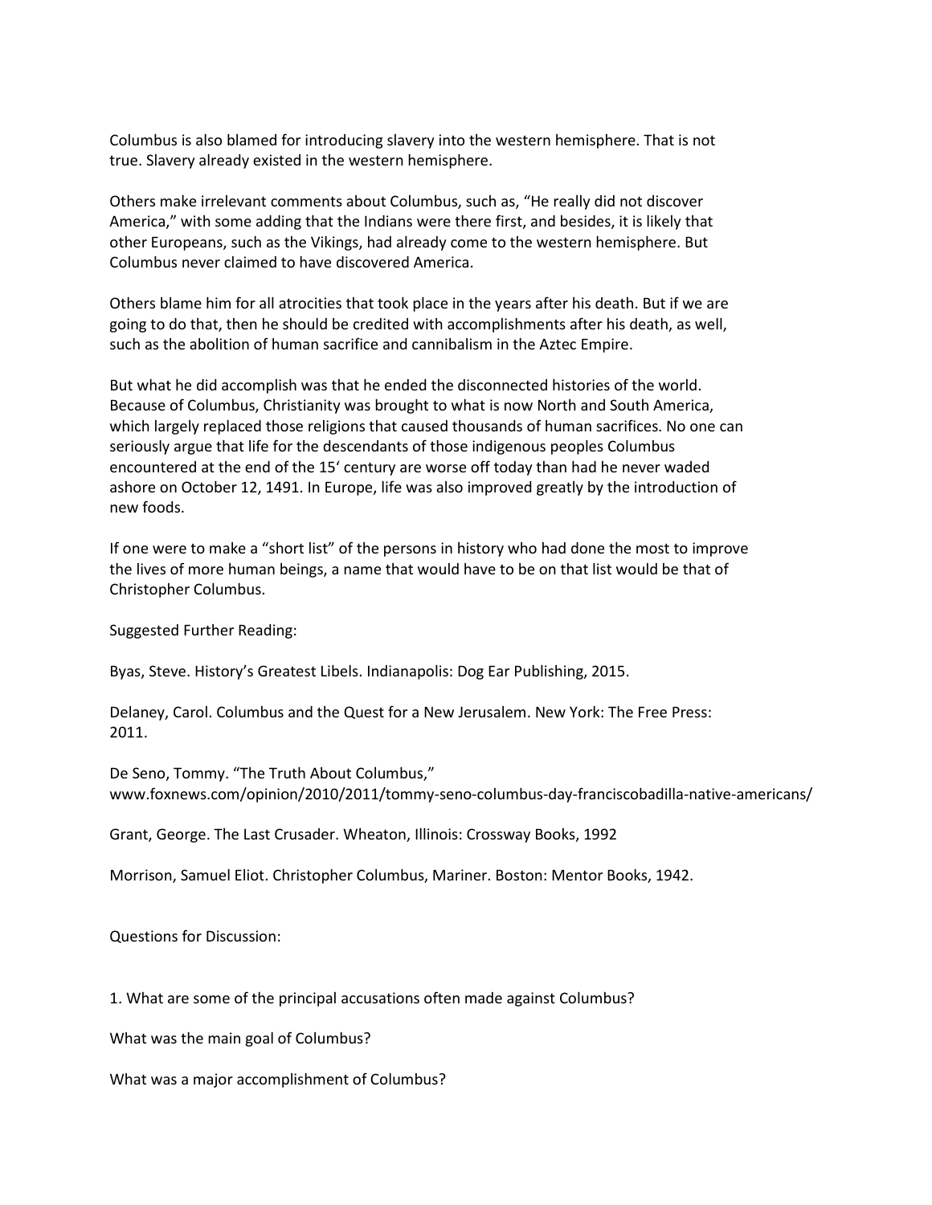Columbus is also blamed for introducing slavery into the western hemisphere. That is not true. Slavery already existed in the western hemisphere.

Others make irrelevant comments about Columbus, such as, "He really did not discover America," with some adding that the Indians were there first, and besides, it is likely that other Europeans, such as the Vikings, had already come to the western hemisphere. But Columbus never claimed to have discovered America.

Others blame him for all atrocities that took place in the years after his death. But if we are going to do that, then he should be credited with accomplishments after his death, as well, such as the abolition of human sacrifice and cannibalism in the Aztec Empire.

But what he did accomplish was that he ended the disconnected histories of the world. Because of Columbus, Christianity was brought to what is now North and South America, which largely replaced those religions that caused thousands of human sacrifices. No one can seriously argue that life for the descendants of those indigenous peoples Columbus encountered at the end of the 15' century are worse off today than had he never waded ashore on October 12, 1491. In Europe, life was also improved greatly by the introduction of new foods.

If one were to make a "short list" of the persons in history who had done the most to improve the lives of more human beings, a name that would have to be on that list would be that of Christopher Columbus.

Suggested Further Reading:

Byas, Steve. History's Greatest Libels. Indianapolis: Dog Ear Publishing, 2015.

Delaney, Carol. Columbus and the Quest for a New Jerusalem. New York: The Free Press: 2011.

De Seno, Tommy. "The Truth About Columbus," www.foxnews.com/opinion/2010/2011/tommy-seno-columbus-day-franciscobadilla-native-americans/

Grant, George. The Last Crusader. Wheaton, Illinois: Crossway Books, 1992

Morrison, Samuel Eliot. Christopher Columbus, Mariner. Boston: Mentor Books, 1942.

Questions for Discussion:

1. What are some of the principal accusations often made against Columbus?

What was the main goal of Columbus?

What was a major accomplishment of Columbus?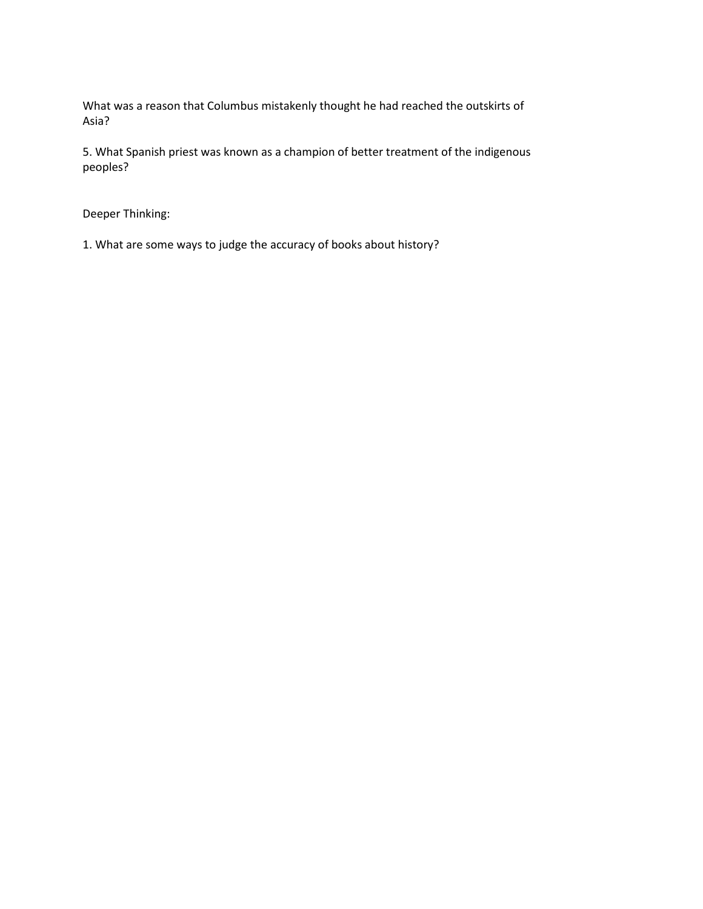What was a reason that Columbus mistakenly thought he had reached the outskirts of Asia?

5. What Spanish priest was known as a champion of better treatment of the indigenous peoples?

Deeper Thinking:

1. What are some ways to judge the accuracy of books about history?